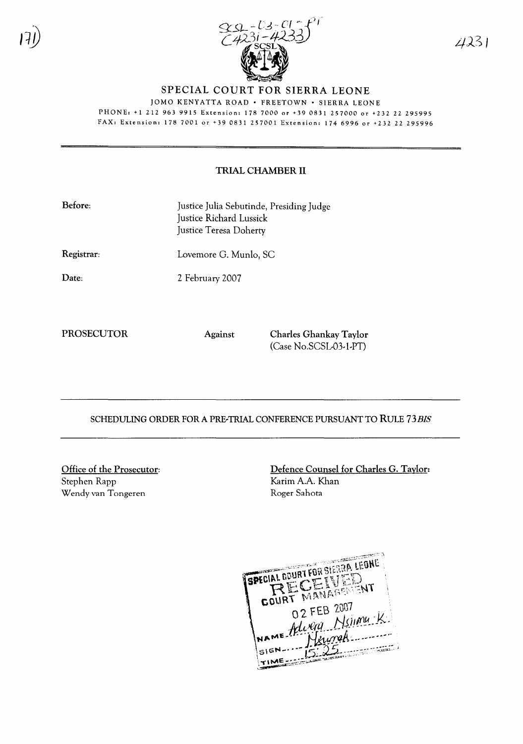# SPECIAL COURT FOR SIERRA LEONE

JOMO KENYATTA ROAD • FREETOWN • SIERRA LEONE

PHONE: +1 212 963 9915 Extension: 178 7000 or +39 0831 257000 or +232 22 295995

FAX: Extension: 178 7001 or +39 0831 257001 Extension: 174 6996 or +232 22 295996

## TRIAL CHAMBER II

**Before:** Justice Julia Sebutinde, Presiding Judge
Justice Richard Lussick
Justice Teresa Doherty

**Registrar:** Lovemore G. Munlo, SC

**Date:** 2 February 2007

**PROSECUTOR** Against **Charles Ghankay Taylor**
(Case No.SCSL-03-1-PT)

## SCHEDULING ORDER FOR A PRE-TRIAL CONFERENCE PURSUANT TO RULE 73*BIS*

**Office of the Prosecutor:**
Stephen Rapp
Wendy van Tongeren

**Defence Counsel for Charles G. Taylor:**
Karim A.A. Khan
Roger Sahota

SPECIAL COURT FOR SIERRA LEONE
RECEIVED
COURT MANAGEMENT
02 FEB 2007
NAME Advera Nsiima K.
SIGN
TIME 15:25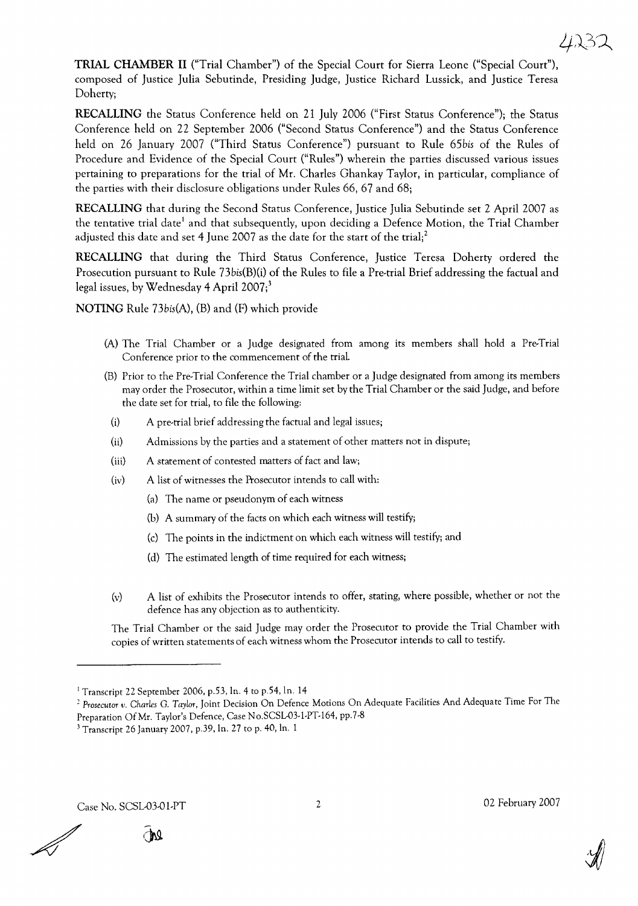**TRIAL CHAMBER II** ("Trial Chamber") of the Special Court for Sierra Leone ("Special Court"), composed of Justice Julia Sebutinde, Presiding Judge, Justice Richard Lussick, and Justice Teresa Doherty;

**RECALLING** the Status Conference held on 21 July 2006 ("First Status Conference"); the Status Conference held on 22 September 2006 ("Second Status Conference") and the Status Conference held on 26 January 2007 ("Third Status Conference") pursuant to Rule 65*bis* of the Rules of Procedure and Evidence of the Special Court ("Rules") wherein the parties discussed various issues pertaining to preparations for the trial of Mr. Charles Ghankay Taylor, in particular, compliance of the parties with their disclosure obligations under Rules 66, 67 and 68;

**RECALLING** that during the Second Status Conference, Justice Julia Sebutinde set 2 April 2007 as the tentative trial date[1] and that subsequently, upon deciding a Defence Motion, the Trial Chamber adjusted this date and set 4 June 2007 as the date for the start of the trial;[2]

**RECALLING** that during the Third Status Conference, Justice Teresa Doherty ordered the Prosecution pursuant to Rule 73*bis*(B)(i) of the Rules to file a Pre-trial Brief addressing the factual and legal issues, by Wednesday 4 April 2007;[3]

**NOTING** Rule 73*bis*(A), (B) and (F) which provide

> (A) The Trial Chamber or a Judge designated from among its members shall hold a Pre-Trial Conference prior to the commencement of the trial.
>
> (B) Prior to the Pre-Trial Conference the Trial chamber or a Judge designated from among its members may order the Prosecutor, within a time limit set by the Trial Chamber or the said Judge, and before the date set for trial, to file the following:
>
> (i) A pre-trial brief addressing the factual and legal issues;
>
> (ii) Admissions by the parties and a statement of other matters not in dispute;
>
> (iii) A statement of contested matters of fact and law;
>
> (iv) A list of witnesses the Prosecutor intends to call with:
>
> (a) The name or pseudonym of each witness
>
> (b) A summary of the facts on which each witness will testify;
>
> (c) The points in the indictment on which each witness will testify; and
>
> (d) The estimated length of time required for each witness;
>
> (v) A list of exhibits the Prosecutor intends to offer, stating, where possible, whether or not the defence has any objection as to authenticity.
>
> The Trial Chamber or the said Judge may order the Prosecutor to provide the Trial Chamber with copies of written statements of each witness whom the Prosecutor intends to call to testify.

---

[1] Transcript 22 September 2006, p.53, ln. 4 to p.54, ln. 14

[2] *Prosecutor v. Charles G. Taylor*, Joint Decision On Defence Motions On Adequate Facilities And Adequate Time For The Preparation Of Mr. Taylor's Defence, Case No.SCSL-03-1-PT-164, pp.7-8

[3] Transcript 26 January 2007, p.39, ln. 27 to p. 40, ln. 1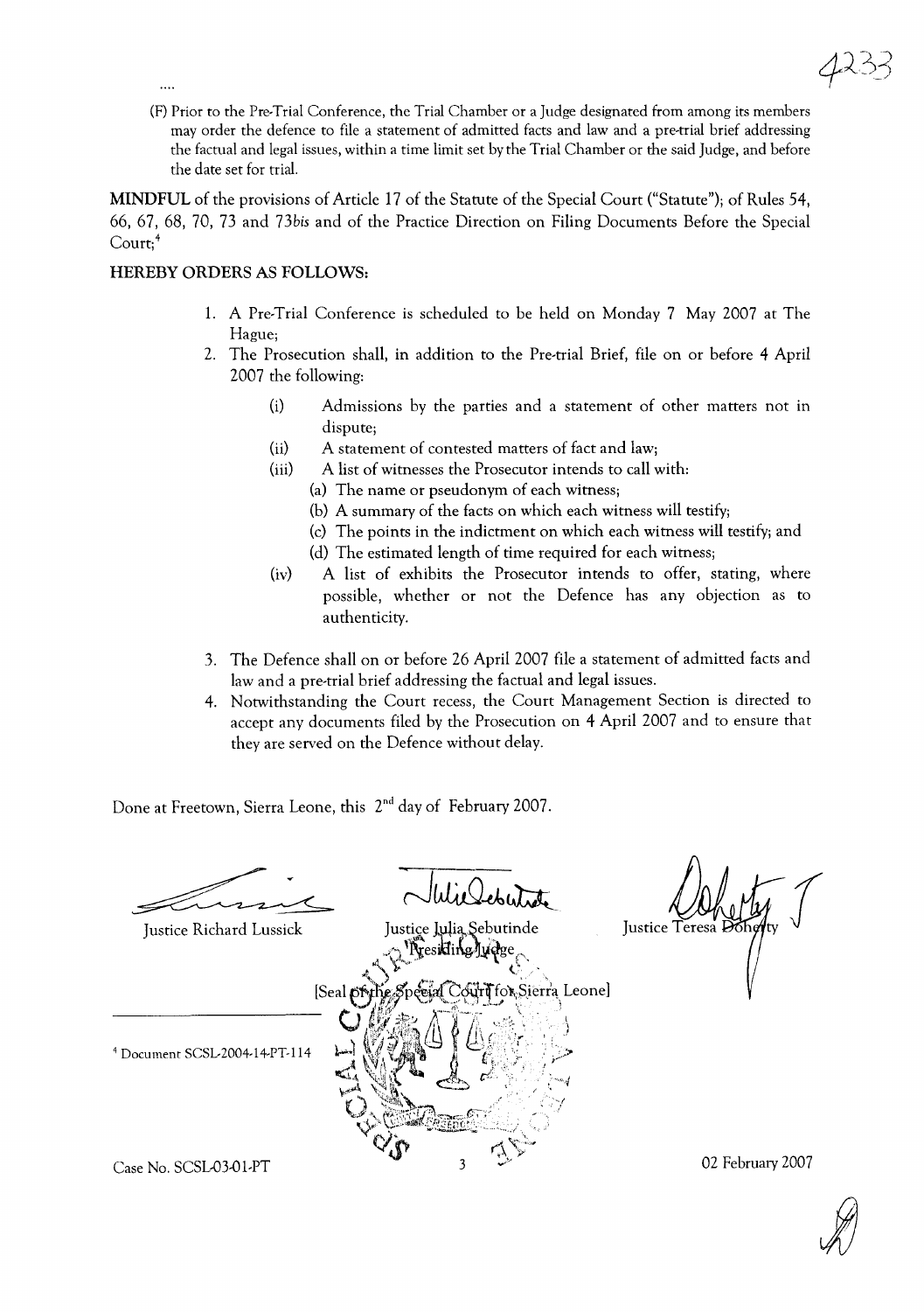....

(F) Prior to the Pre-Trial Conference, the Trial Chamber or a Judge designated from among its members may order the defence to file a statement of admitted facts and law and a pre-trial brief addressing the factual and legal issues, within a time limit set by the Trial Chamber or the said Judge, and before the date set for trial.

**MINDFUL** of the provisions of Article 17 of the Statute of the Special Court ("Statute"); of Rules 54, 66, 67, 68, 70, 73 and 73*bis* and of the Practice Direction on Filing Documents Before the Special Court;[4]

**HEREBY ORDERS AS FOLLOWS:**

1. A Pre-Trial Conference is scheduled to be held on Monday 7 May 2007 at The Hague;
2. The Prosecution shall, in addition to the Pre-trial Brief, file on or before 4 April 2007 the following:
   (i) Admissions by the parties and a statement of other matters not in dispute;
   (ii) A statement of contested matters of fact and law;
   (iii) A list of witnesses the Prosecutor intends to call with:
      (a) The name or pseudonym of each witness;
      (b) A summary of the facts on which each witness will testify;
      (c) The points in the indictment on which each witness will testify; and
      (d) The estimated length of time required for each witness;
   (iv) A list of exhibits the Prosecutor intends to offer, stating, where possible, whether or not the Defence has any objection as to authenticity.
3. The Defence shall on or before 26 April 2007 file a statement of admitted facts and law and a pre-trial brief addressing the factual and legal issues.
4. Notwithstanding the Court recess, the Court Management Section is directed to accept any documents filed by the Prosecution on 4 April 2007 and to ensure that they are served on the Defence without delay.

Done at Freetown, Sierra Leone, this 2nd day of February 2007.

Justice Richard Lussick

Justice Julia Sebutinde
Presiding Judge

Justice Teresa Doherty

[Seal of the Special Court for Sierra Leone]

[4] Document SCSL-2004-14-PT-114

Case No. SCSL-03-01-PT — 02 February 2007